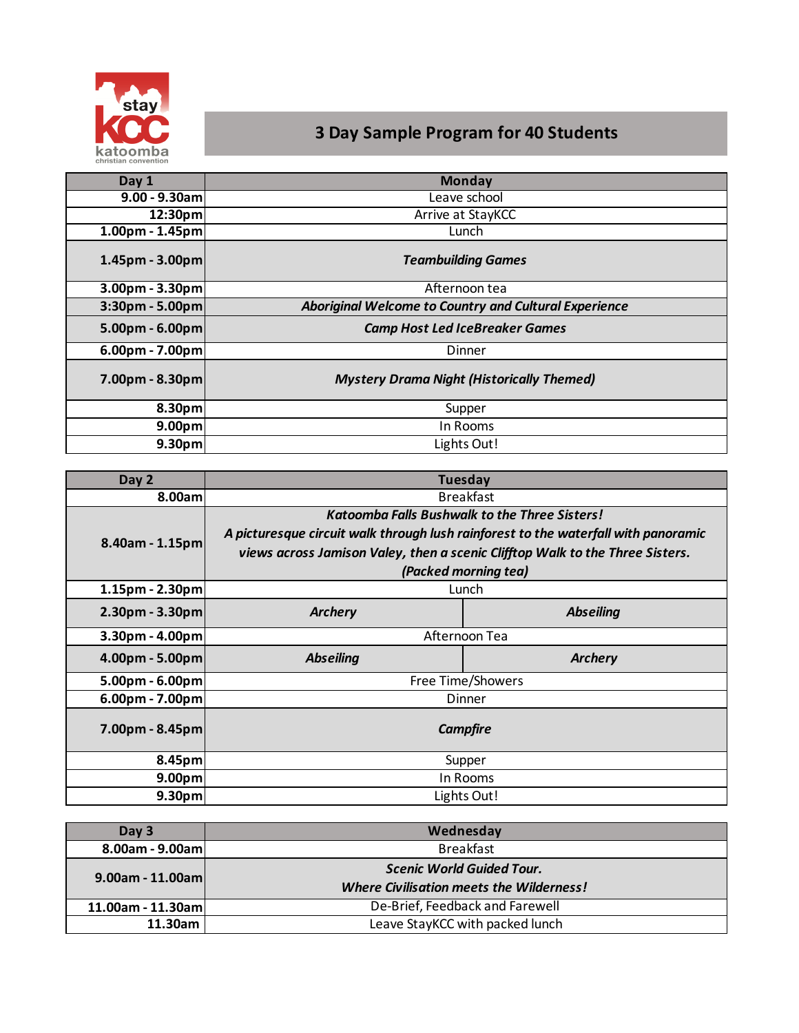stay KCC katoomba christian convention

# 3 Day Sample Program for 40 Students

| Day 1 | Monday | |
|---|---|---|
| 9.00 - 9.30am | Leave school | |
| 12:30pm | Arrive at StayKCC | |
| 1.00pm - 1.45pm | Lunch | |
| 1.45pm - 3.00pm | ***Teambuilding Games*** | |
| 3.00pm - 3.30pm | Afternoon tea | |
| 3:30pm - 5.00pm | ***Aboriginal Welcome to Country and Cultural Experience*** | |
| 5.00pm - 6.00pm | ***Camp Host Led IceBreaker Games*** | |
| 6.00pm - 7.00pm | Dinner | |
| 7.00pm - 8.30pm | ***Mystery Drama Night (Historically Themed)*** | |
| 8.30pm | Supper | |
| 9.00pm | In Rooms | |
| 9.30pm | Lights Out! | |

| Day 2 | Tuesday | |
|---|---|---|
| 8.00am | Breakfast | |
| 8.40am - 1.15pm | ***Katoomba Falls Bushwalk to the Three Sisters!*** ***A picturesque circuit walk through lush rainforest to the waterfall with panoramic views across Jamison Valey, then a scenic Clifftop Walk to the Three Sisters.*** ***(Packed morning tea)*** | |
| 1.15pm - 2.30pm | Lunch | |
| 2.30pm - 3.30pm | ***Archery*** | ***Abseiling*** |
| 3.30pm - 4.00pm | Afternoon Tea | |
| 4.00pm - 5.00pm | ***Abseiling*** | ***Archery*** |
| 5.00pm - 6.00pm | Free Time/Showers | |
| 6.00pm - 7.00pm | Dinner | |
| 7.00pm - 8.45pm | ***Campfire*** | |
| 8.45pm | Supper | |
| 9.00pm | In Rooms | |
| 9.30pm | Lights Out! | |

| Day 3 | Wednesday |
|---|---|
| 8.00am - 9.00am | Breakfast |
| 9.00am - 11.00am | ***Scenic World Guided Tour.*** ***Where Civilisation meets the Wilderness!*** |
| 11.00am - 11.30am | De-Brief, Feedback and Farewell |
| 11.30am | Leave StayKCC with packed lunch |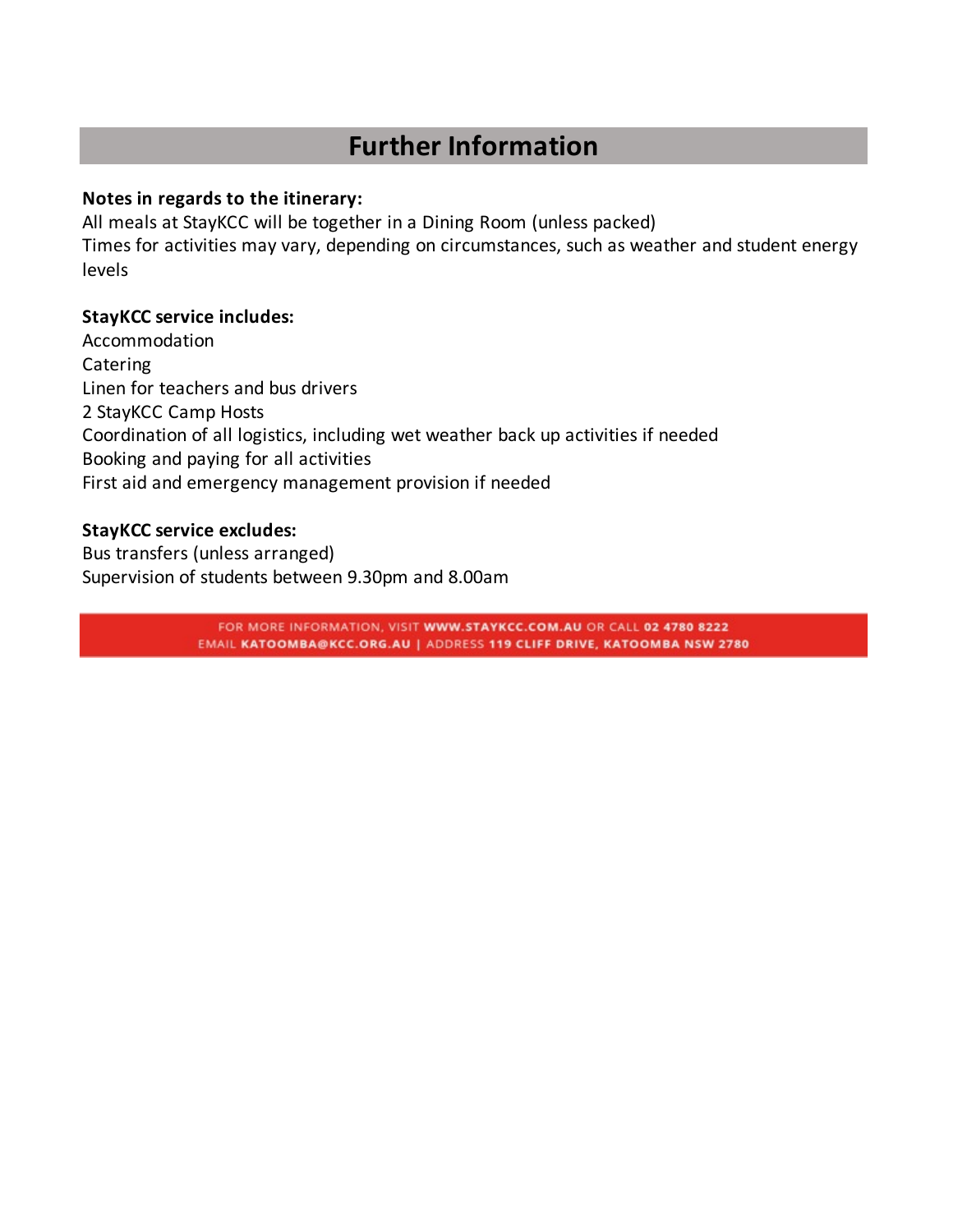## Further Information

**Notes in regards to the itinerary:**

All meals at StayKCC will be together in a Dining Room (unless packed)

Times for activities may vary, depending on circumstances, such as weather and student energy levels

**StayKCC service includes:**

Accommodation

Catering

Linen for teachers and bus drivers

2 StayKCC Camp Hosts

Coordination of all logistics, including wet weather back up activities if needed

Booking and paying for all activities

First aid and emergency management provision if needed

**StayKCC service excludes:**

Bus transfers (unless arranged)

Supervision of students between 9.30pm and 8.00am

FOR MORE INFORMATION, VISIT **WWW.STAYKCC.COM.AU** OR CALL **02 4780 8222**
EMAIL **KATOOMBA@KCC.ORG.AU** | ADDRESS **119 CLIFF DRIVE, KATOOMBA NSW 2780**